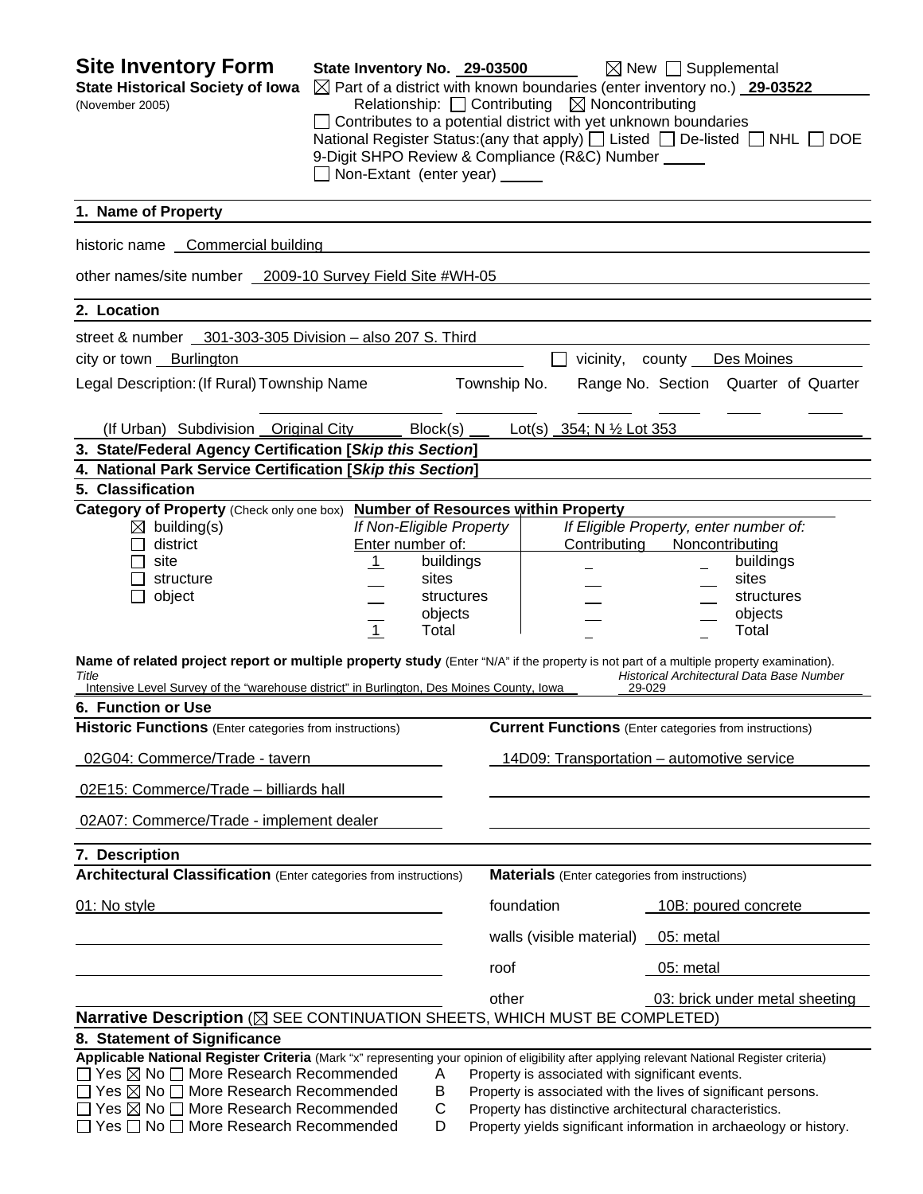# Site Inventory Form

**State Historical Society of Iowa**
(November 2005)

**State Inventory No.** 29-03500 ☒ New ☐ Supplemental

☒ Part of a district with known boundaries (enter inventory no.) **29-03522**

Relationship: ☐ Contributing ☒ Noncontributing

☐ Contributes to a potential district with yet unknown boundaries

National Register Status:(any that apply) ☐ Listed ☐ De-listed ☐ NHL ☐ DOE

9-Digit SHPO Review & Compliance (R&C) Number ____

☐ Non-Extant (enter year) ____

## 1. Name of Property

historic name Commercial building

other names/site number 2009-10 Survey Field Site #WH-05

## 2. Location

street & number 301-303-305 Division – also 207 S. Third

city or town Burlington ☐ vicinity, county Des Moines

Legal Description: (If Rural) Township Name ____ Township No. ____ Range No. ____ Section ____ Quarter of Quarter ____

(If Urban) Subdivision Original City Block(s) ____ Lot(s) 354; N ½ Lot 353

## 3. State/Federal Agency Certification [*Skip this Section*]

## 4. National Park Service Certification [*Skip this Section*]

## 5. Classification

**Category of Property** (Check only one box)

☒ building(s)
☐ district
☐ site
☐ structure
☐ object

**Number of Resources within Property**

| If Non-Eligible Property Enter number of: | | If Eligible Property, enter number of: Contributing | Noncontributing | |
|---|---|---|---|---|
| 1 | buildings | | | buildings |
| | sites | | | sites |
| | structures | | | structures |
| | objects | | | objects |
| 1 | Total | | | Total |

**Name of related project report or multiple property study** (Enter "N/A" if the property is not part of a multiple property examination).

| *Title* | *Historical Architectural Data Base Number* |
|---|---|
| Intensive Level Survey of the "warehouse district" in Burlington, Des Moines County, Iowa | 29-029 |

## 6. Function or Use

| **Historic Functions** (Enter categories from instructions) | **Current Functions** (Enter categories from instructions) |
|---|---|
| 02G04: Commerce/Trade - tavern | 14D09: Transportation – automotive service |
| 02E15: Commerce/Trade – billiards hall | |
| 02A07: Commerce/Trade - implement dealer | |

## 7. Description

**Architectural Classification** (Enter categories from instructions)

01: No style

**Materials** (Enter categories from instructions)

| | |
|---|---|
| foundation | 10B: poured concrete |
| walls (visible material) | 05: metal |
| roof | 05: metal |
| other | 03: brick under metal sheeting |

**Narrative Description** (☒ SEE CONTINUATION SHEETS, WHICH MUST BE COMPLETED)

## 8. Statement of Significance

**Applicable National Register Criteria** (Mark "x" representing your opinion of eligibility after applying relevant National Register criteria)

☐ Yes ☒ No ☐ More Research Recommended — A — Property is associated with significant events.
☐ Yes ☒ No ☐ More Research Recommended — B — Property is associated with the lives of significant persons.
☐ Yes ☒ No ☐ More Research Recommended — C — Property has distinctive architectural characteristics.
☐ Yes ☐ No ☐ More Research Recommended — D — Property yields significant information in archaeology or history.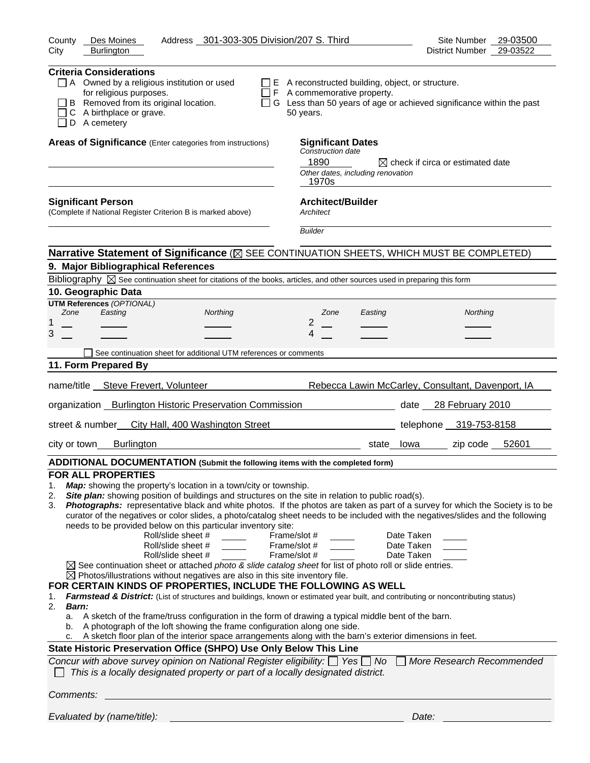County Des Moines | Address 301-303-305 Division/207 S. Third | Site Number 29-03500
City Burlington | District Number 29-03522

**Criteria Considerations**

- ☐ A Owned by a religious institution or used for religious purposes.
- ☐ B Removed from its original location.
- ☐ C A birthplace or grave.
- ☐ D A cemetery
- ☐ E A reconstructed building, object, or structure.
- ☐ F A commemorative property.
- ☐ G Less than 50 years of age or achieved significance within the past 50 years.

**Areas of Significance** (Enter categories from instructions)

**Significant Dates**
*Construction date*
1890 ☒ check if circa or estimated date
*Other dates, including renovation*
1970s

**Significant Person**
(Complete if National Register Criterion B is marked above)

**Architect/Builder**
*Architect*

*Builder*

**Narrative Statement of Significance** (☒ SEE CONTINUATION SHEETS, WHICH MUST BE COMPLETED)

**9. Major Bibliographical References**

Bibliography ☒ See continuation sheet for citations of the books, articles, and other sources used in preparing this form

**10. Geographic Data**

**UTM References** *(OPTIONAL)*

| | Zone | Easting | Northing | | Zone | Easting | Northing |
|---|---|---|---|---|---|---|---|
| 1 | | | | 2 | | | |
| 3 | | | | 4 | | | |

☐ See continuation sheet for additional UTM references or comments

**11. Form Prepared By**

name/title Steve Frevert, Volunteer — Rebecca Lawin McCarley, Consultant, Davenport, IA

organization Burlington Historic Preservation Commission — date 28 February 2010

street & number City Hall, 400 Washington Street — telephone 319-753-8158

city or town Burlington — state Iowa — zip code 52601

**ADDITIONAL DOCUMENTATION (Submit the following items with the completed form)**

**FOR ALL PROPERTIES**

1. ***Map:*** showing the property's location in a town/city or township.
2. ***Site plan:*** showing position of buildings and structures on the site in relation to public road(s).
3. ***Photographs:*** representative black and white photos. If the photos are taken as part of a survey for which the Society is to be curator of the negatives or color slides, a photo/catalog sheet needs to be included with the negatives/slides and the following needs to be provided below on this particular inventory site:

| Roll/slide sheet # | Frame/slot # | Date Taken |
|---|---|---|
| | | |
| | | |
| | | |

☒ See continuation sheet or attached *photo & slide catalog sheet* for list of photo roll or slide entries.
☒ Photos/illustrations without negatives are also in this site inventory file.

**FOR CERTAIN KINDS OF PROPERTIES, INCLUDE THE FOLLOWING AS WELL**

1. ***Farmstead & District:*** (List of structures and buildings, known or estimated year built, and contributing or noncontributing status)
2. ***Barn:***
   a. A sketch of the frame/truss configuration in the form of drawing a typical middle bent of the barn.
   b. A photograph of the loft showing the frame configuration along one side.
   c. A sketch floor plan of the interior space arrangements along with the barn's exterior dimensions in feet.

**State Historic Preservation Office (SHPO) Use Only Below This Line**

*Concur with above survey opinion on National Register eligibility:* ☐ *Yes* ☐ *No* ☐ *More Research Recommended*
☐ *This is a locally designated property or part of a locally designated district.*

*Comments:*

*Evaluated by (name/title):* *Date:*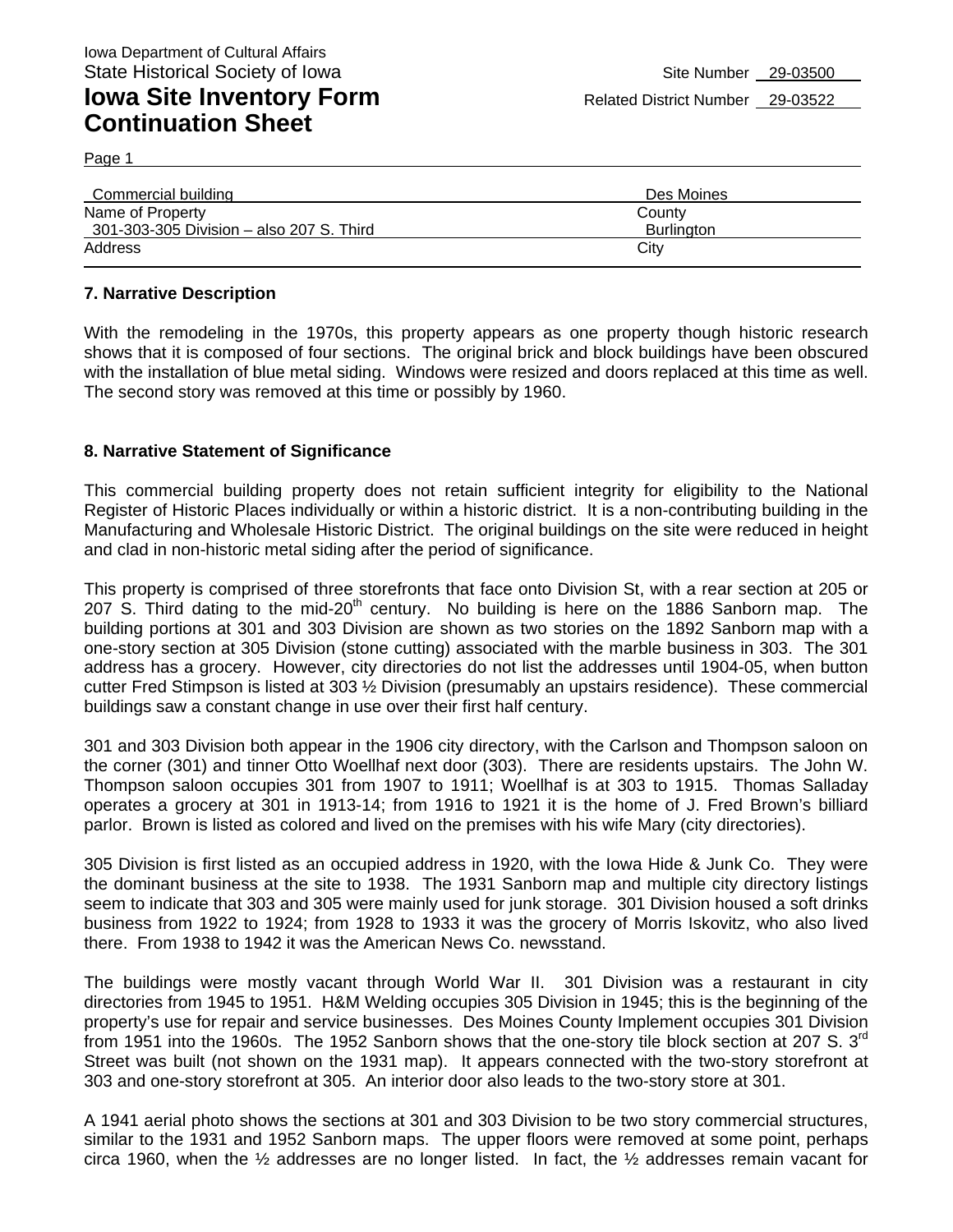Iowa Department of Cultural Affairs
State Historical Society of Iowa

Site Number 29-03500

# Iowa Site Inventory Form Continuation Sheet

Related District Number 29-03522

| | |
|---|---|
| Commercial building | Des Moines |
| Name of Property | County |
| 301-303-305 Division – also 207 S. Third | Burlington |
| Address | City |

## 7. Narrative Description

With the remodeling in the 1970s, this property appears as one property though historic research shows that it is composed of four sections. The original brick and block buildings have been obscured with the installation of blue metal siding. Windows were resized and doors replaced at this time as well. The second story was removed at this time or possibly by 1960.

## 8. Narrative Statement of Significance

This commercial building property does not retain sufficient integrity for eligibility to the National Register of Historic Places individually or within a historic district. It is a non-contributing building in the Manufacturing and Wholesale Historic District. The original buildings on the site were reduced in height and clad in non-historic metal siding after the period of significance.

This property is comprised of three storefronts that face onto Division St, with a rear section at 205 or 207 S. Third dating to the mid-20th century. No building is here on the 1886 Sanborn map. The building portions at 301 and 303 Division are shown as two stories on the 1892 Sanborn map with a one-story section at 305 Division (stone cutting) associated with the marble business in 303. The 301 address has a grocery. However, city directories do not list the addresses until 1904-05, when button cutter Fred Stimpson is listed at 303 ½ Division (presumably an upstairs residence). These commercial buildings saw a constant change in use over their first half century.

301 and 303 Division both appear in the 1906 city directory, with the Carlson and Thompson saloon on the corner (301) and tinner Otto Woellhaf next door (303). There are residents upstairs. The John W. Thompson saloon occupies 301 from 1907 to 1911; Woellhaf is at 303 to 1915. Thomas Salladay operates a grocery at 301 in 1913-14; from 1916 to 1921 it is the home of J. Fred Brown's billiard parlor. Brown is listed as colored and lived on the premises with his wife Mary (city directories).

305 Division is first listed as an occupied address in 1920, with the Iowa Hide & Junk Co. They were the dominant business at the site to 1938. The 1931 Sanborn map and multiple city directory listings seem to indicate that 303 and 305 were mainly used for junk storage. 301 Division housed a soft drinks business from 1922 to 1924; from 1928 to 1933 it was the grocery of Morris Iskovitz, who also lived there. From 1938 to 1942 it was the American News Co. newsstand.

The buildings were mostly vacant through World War II. 301 Division was a restaurant in city directories from 1945 to 1951. H&M Welding occupies 305 Division in 1945; this is the beginning of the property's use for repair and service businesses. Des Moines County Implement occupies 301 Division from 1951 into the 1960s. The 1952 Sanborn shows that the one-story tile block section at 207 S. 3rd Street was built (not shown on the 1931 map). It appears connected with the two-story storefront at 303 and one-story storefront at 305. An interior door also leads to the two-story store at 301.

A 1941 aerial photo shows the sections at 301 and 303 Division to be two story commercial structures, similar to the 1931 and 1952 Sanborn maps. The upper floors were removed at some point, perhaps circa 1960, when the ½ addresses are no longer listed. In fact, the ½ addresses remain vacant for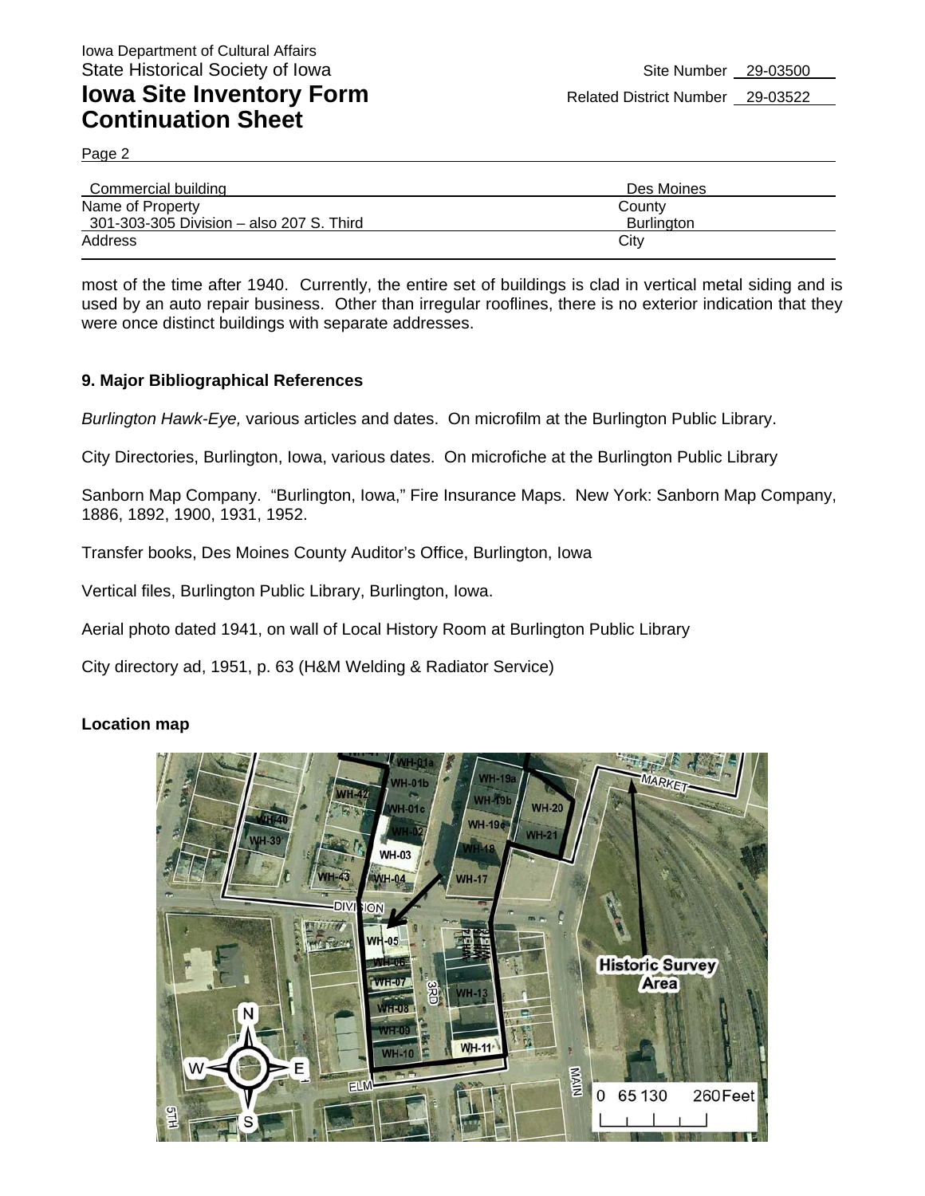| Commercial building | Des Moines |
| --- | --- |
| Name of Property | County |
| 301-303-305 Division – also 207 S. Third | Burlington |
| Address | City |

most of the time after 1940. Currently, the entire set of buildings is clad in vertical metal siding and is used by an auto repair business. Other than irregular rooflines, there is no exterior indication that they were once distinct buildings with separate addresses.

## 9. Major Bibliographical References

*Burlington Hawk-Eye,* various articles and dates. On microfilm at the Burlington Public Library.

City Directories, Burlington, Iowa, various dates. On microfiche at the Burlington Public Library

Sanborn Map Company. "Burlington, Iowa," Fire Insurance Maps. New York: Sanborn Map Company, 1886, 1892, 1900, 1931, 1952.

Transfer books, Des Moines County Auditor's Office, Burlington, Iowa

Vertical files, Burlington Public Library, Burlington, Iowa.

Aerial photo dated 1941, on wall of Local History Room at Burlington Public Library

City directory ad, 1951, p. 63 (H&M Welding & Radiator Service)

**Location map**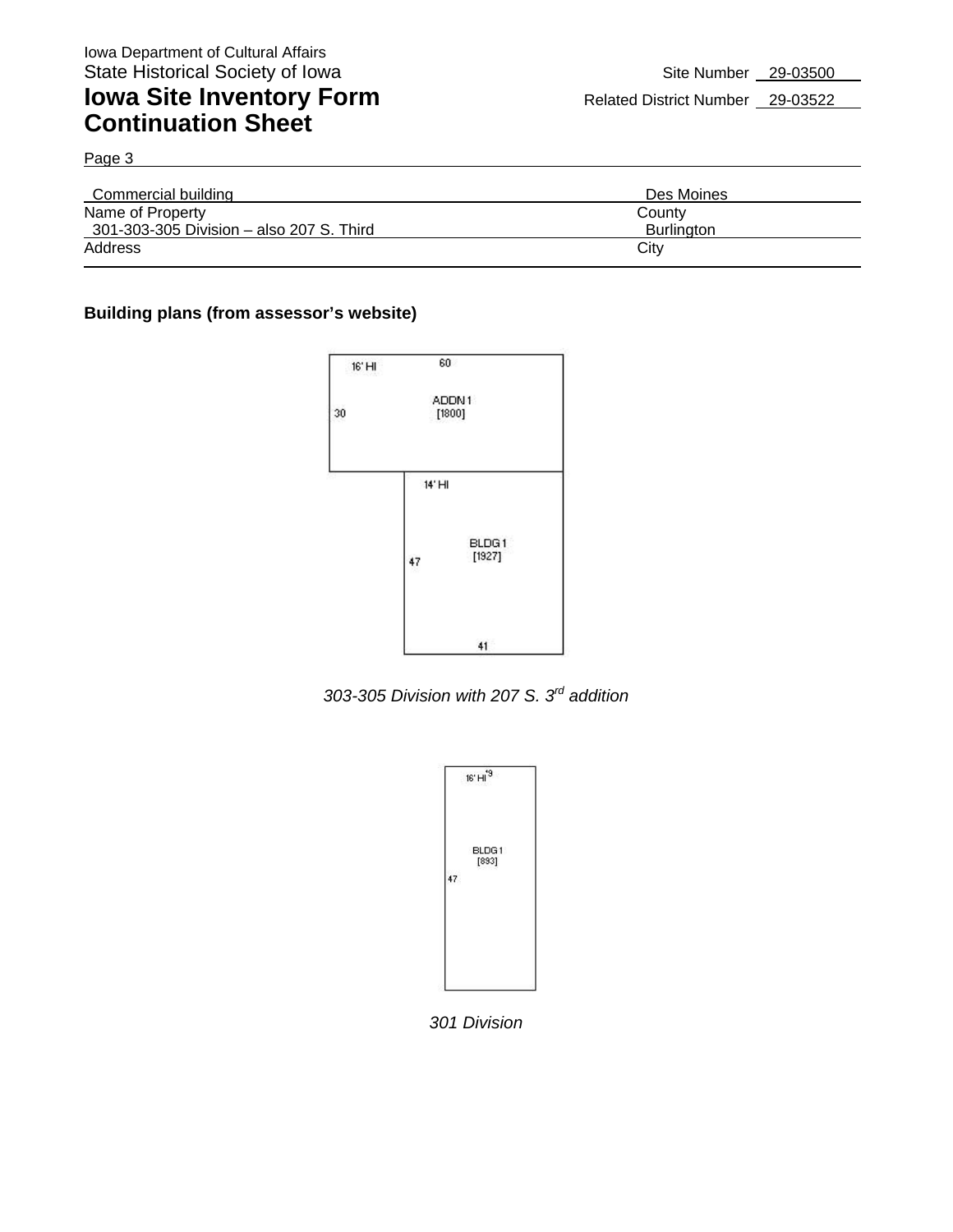Iowa Department of Cultural Affairs
State Historical Society of Iowa

# Iowa Site Inventory Form Continuation Sheet

Site Number 29-03500
Related District Number 29-03522

Page 3

| Commercial building | Des Moines |
|---|---|
| Name of Property | County |
| 301-303-305 Division – also 207 S. Third | Burlington |
| Address | City |

**Building plans (from assessor's website)**

16' HI 60
ADDN 1
[1800]
30
14' HI
BLDG 1
[1927]
47
41

*303-305 Division with 207 S. 3rd addition*

16' HI 19
BLDG 1
[893]
47

*301 Division*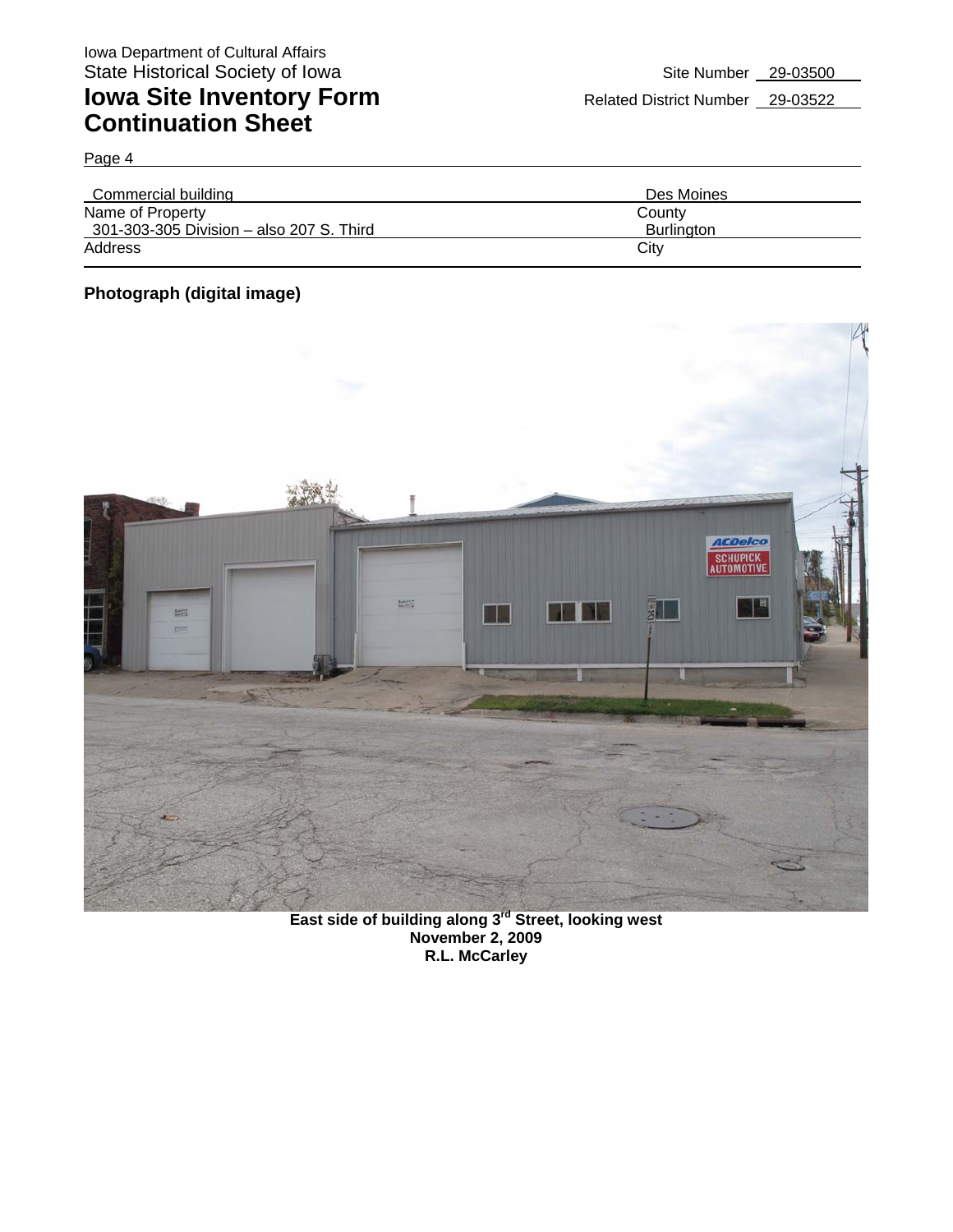Iowa Department of Cultural Affairs
State Historical Society of Iowa

# Iowa Site Inventory Form Continuation Sheet

Site Number 29-03500

Related District Number 29-03522

Page 4

| Commercial building | Des Moines |
| --- | --- |
| Name of Property | County |
| 301-303-305 Division – also 207 S. Third | Burlington |
| Address | City |

**Photograph (digital image)**

**East side of building along 3rd Street, looking west**
**November 2, 2009**
**R.L. McCarley**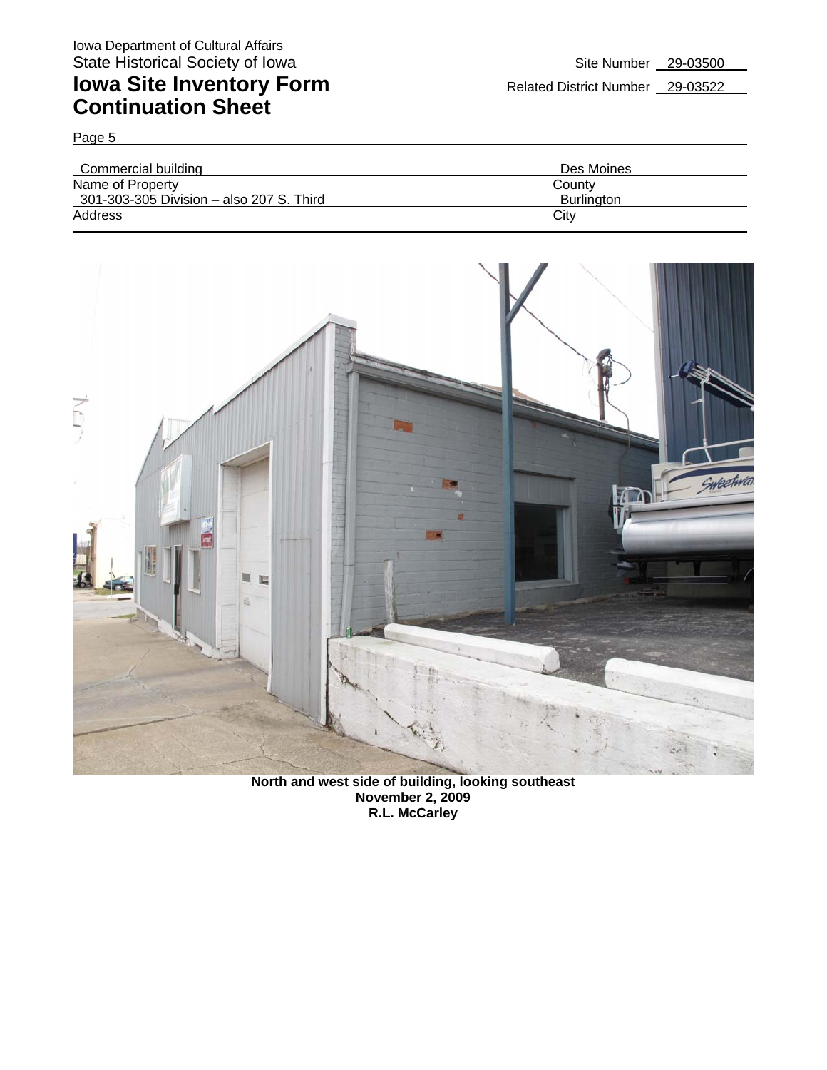Iowa Department of Cultural Affairs
State Historical Society of Iowa

# Iowa Site Inventory Form Continuation Sheet

Site Number 29-03500
Related District Number 29-03522

Page 5

| | |
|---|---|
| Commercial building | Des Moines |
| Name of Property | County |
| 301-303-305 Division – also 207 S. Third | Burlington |
| Address | City |

**North and west side of building, looking southeast**
**November 2, 2009**
**R.L. McCarley**